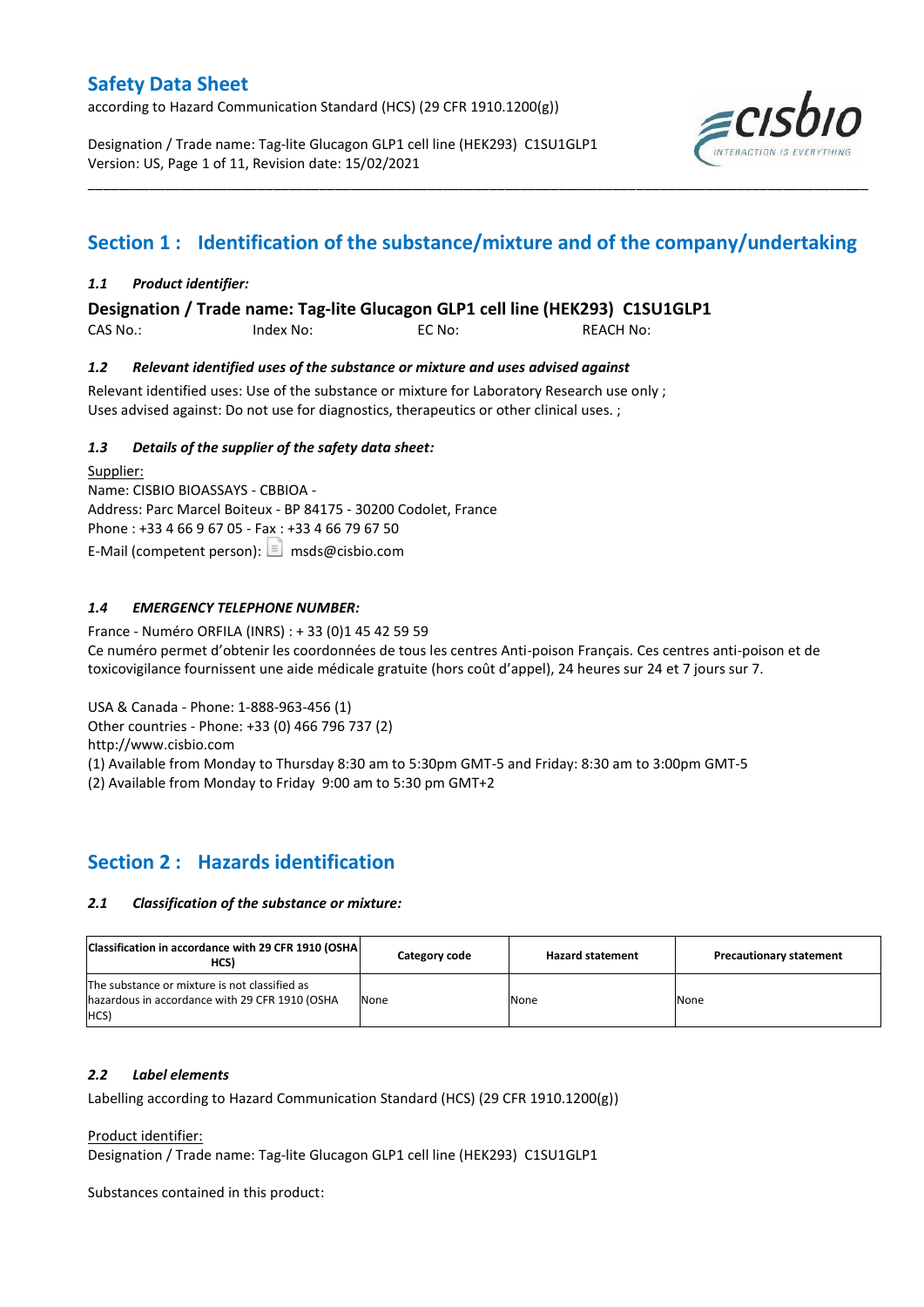# Safety Data Sheet

according to Hazard Communication Standard (HCS) (29 CFR 1910.1200(g))

Designation / Trade name: Tag-lite Glucagon GLP1 cell line (HEK293) C1SU1GLP1
Version: US, Page 1 of 11, Revision date: 15/02/2021

## Section 1 : Identification of the substance/mixture and of the company/undertaking

### *1.1 Product identifier:*

**Designation / Trade name: Tag-lite Glucagon GLP1 cell line (HEK293) C1SU1GLP1**

CAS No.: Index No: EC No: REACH No:

### *1.2 Relevant identified uses of the substance or mixture and uses advised against*

Relevant identified uses: Use of the substance or mixture for Laboratory Research use only ;
Uses advised against: Do not use for diagnostics, therapeutics or other clinical uses. ;

### *1.3 Details of the supplier of the safety data sheet:*

Supplier:
Name: CISBIO BIOASSAYS - CBBIOA -
Address: Parc Marcel Boiteux - BP 84175 - 30200 Codolet, France
Phone : +33 4 66 9 67 05 - Fax : +33 4 66 79 67 50
E-Mail (competent person): msds@cisbio.com

### *1.4 EMERGENCY TELEPHONE NUMBER:*

France - Numéro ORFILA (INRS) : + 33 (0)1 45 42 59 59
Ce numéro permet d'obtenir les coordonnées de tous les centres Anti-poison Français. Ces centres anti-poison et de toxicovigilance fournissent une aide médicale gratuite (hors coût d'appel), 24 heures sur 24 et 7 jours sur 7.

USA & Canada - Phone: 1-888-963-456 (1)
Other countries - Phone: +33 (0) 466 796 737 (2)
http://www.cisbio.com
(1) Available from Monday to Thursday 8:30 am to 5:30pm GMT-5 and Friday: 8:30 am to 3:00pm GMT-5
(2) Available from Monday to Friday 9:00 am to 5:30 pm GMT+2

## Section 2 : Hazards identification

### *2.1 Classification of the substance or mixture:*

| Classification in accordance with 29 CFR 1910 (OSHA HCS) | Category code | Hazard statement | Precautionary statement |
|---|---|---|---|
| The substance or mixture is not classified as hazardous in accordance with 29 CFR 1910 (OSHA HCS) | None | None | None |

### *2.2 Label elements*

Labelling according to Hazard Communication Standard (HCS) (29 CFR 1910.1200(g))

Product identifier:
Designation / Trade name: Tag-lite Glucagon GLP1 cell line (HEK293) C1SU1GLP1

Substances contained in this product: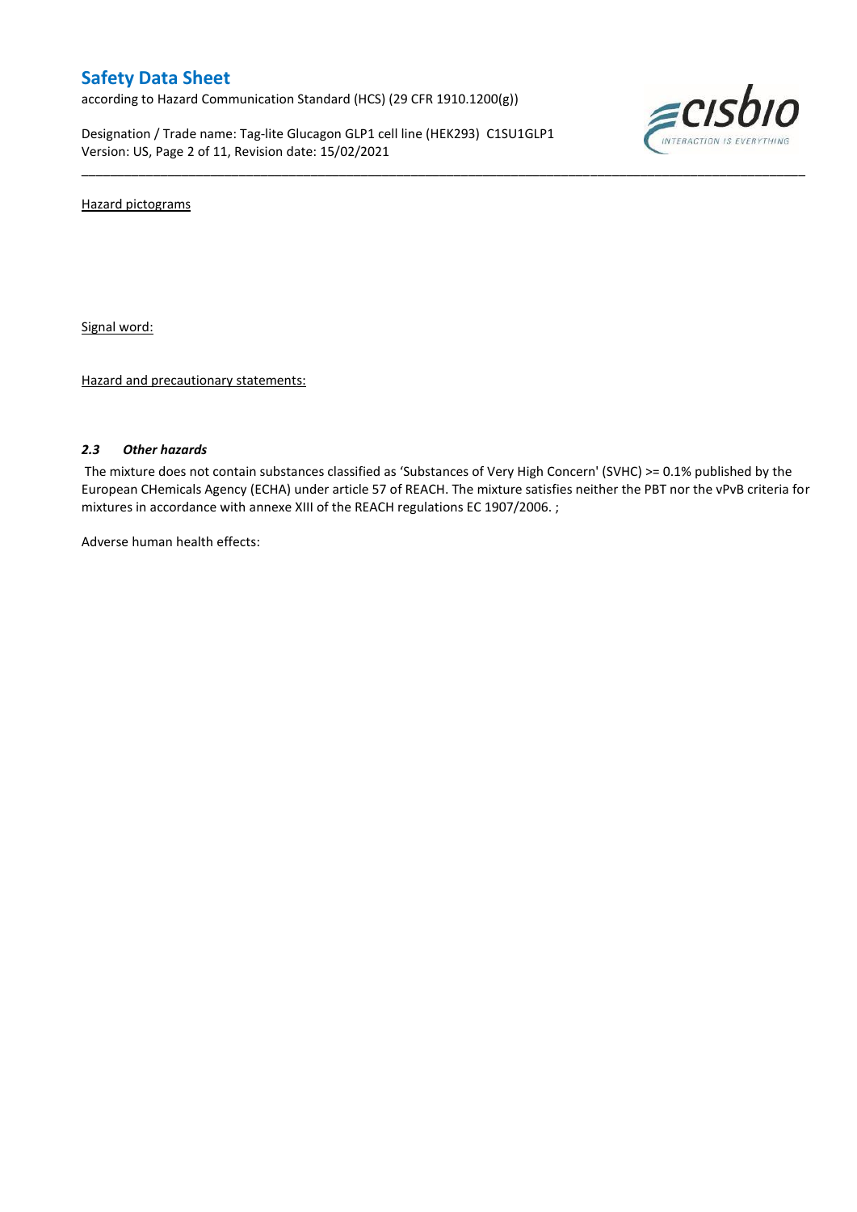Hazard pictograms

Signal word:

Hazard and precautionary statements:

### *2.3 Other hazards*

The mixture does not contain substances classified as 'Substances of Very High Concern' (SVHC) >= 0.1% published by the European CHemicals Agency (ECHA) under article 57 of REACH. The mixture satisfies neither the PBT nor the vPvB criteria for mixtures in accordance with annexe XIII of the REACH regulations EC 1907/2006. ;

Adverse human health effects: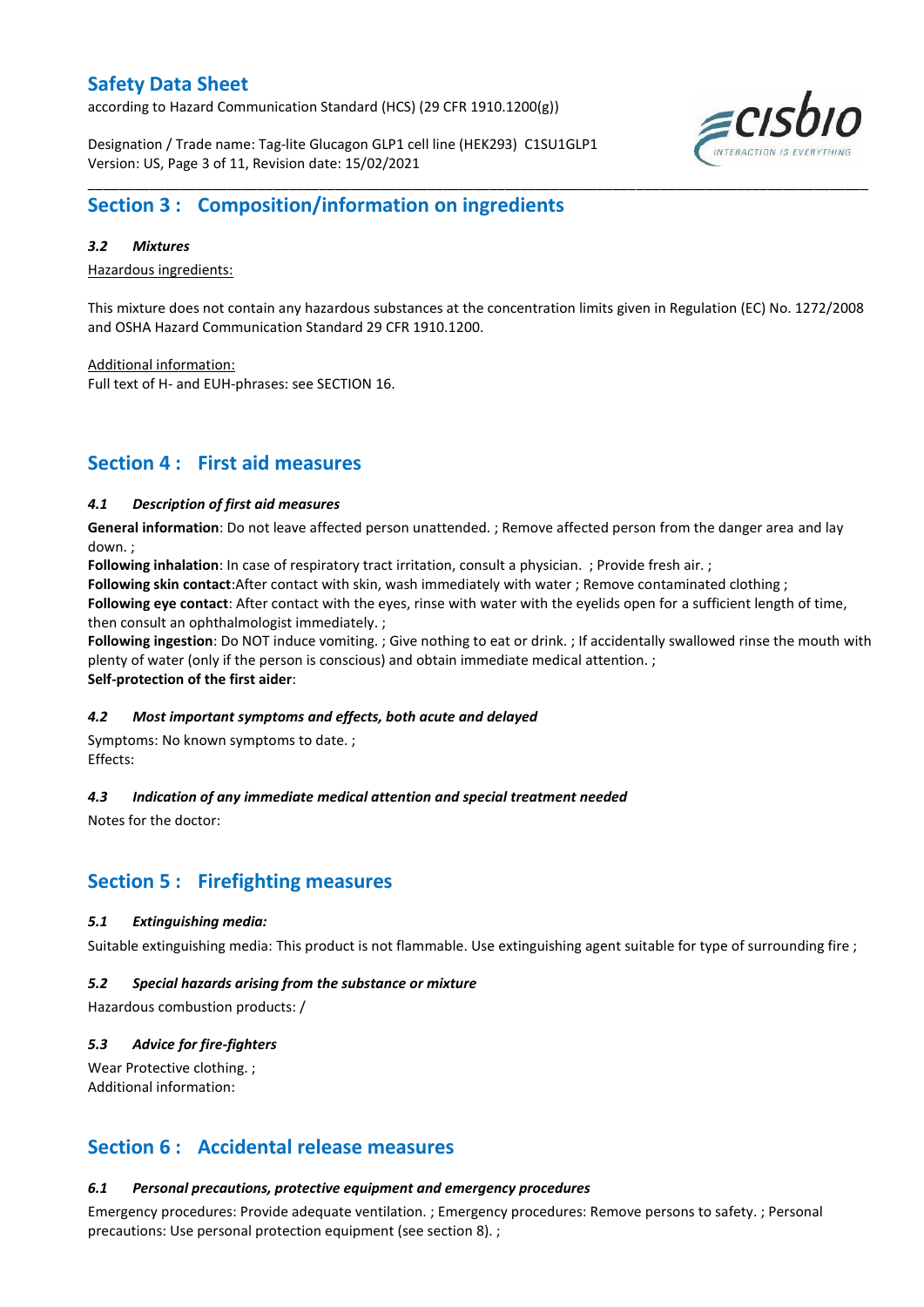## Section 3 : Composition/information on ingredients

### *3.2 Mixtures*

Hazardous ingredients:

This mixture does not contain any hazardous substances at the concentration limits given in Regulation (EC) No. 1272/2008 and OSHA Hazard Communication Standard 29 CFR 1910.1200.

Additional information:
Full text of H- and EUH-phrases: see SECTION 16.

## Section 4 : First aid measures

### *4.1 Description of first aid measures*

**General information**: Do not leave affected person unattended. ; Remove affected person from the danger area and lay down. ;
**Following inhalation**: In case of respiratory tract irritation, consult a physician. ; Provide fresh air. ;
**Following skin contact**:After contact with skin, wash immediately with water ; Remove contaminated clothing ;
**Following eye contact**: After contact with the eyes, rinse with water with the eyelids open for a sufficient length of time, then consult an ophthalmologist immediately. ;
**Following ingestion**: Do NOT induce vomiting. ; Give nothing to eat or drink. ; If accidentally swallowed rinse the mouth with plenty of water (only if the person is conscious) and obtain immediate medical attention. ;
**Self-protection of the first aider**:

### *4.2 Most important symptoms and effects, both acute and delayed*

Symptoms: No known symptoms to date. ;
Effects:

### *4.3 Indication of any immediate medical attention and special treatment needed*

Notes for the doctor:

## Section 5 : Firefighting measures

### *5.1 Extinguishing media:*

Suitable extinguishing media: This product is not flammable. Use extinguishing agent suitable for type of surrounding fire ;

### *5.2 Special hazards arising from the substance or mixture*

Hazardous combustion products: /

### *5.3 Advice for fire-fighters*

Wear Protective clothing. ;
Additional information:

## Section 6 : Accidental release measures

### *6.1 Personal precautions, protective equipment and emergency procedures*

Emergency procedures: Provide adequate ventilation. ; Emergency procedures: Remove persons to safety. ; Personal precautions: Use personal protection equipment (see section 8). ;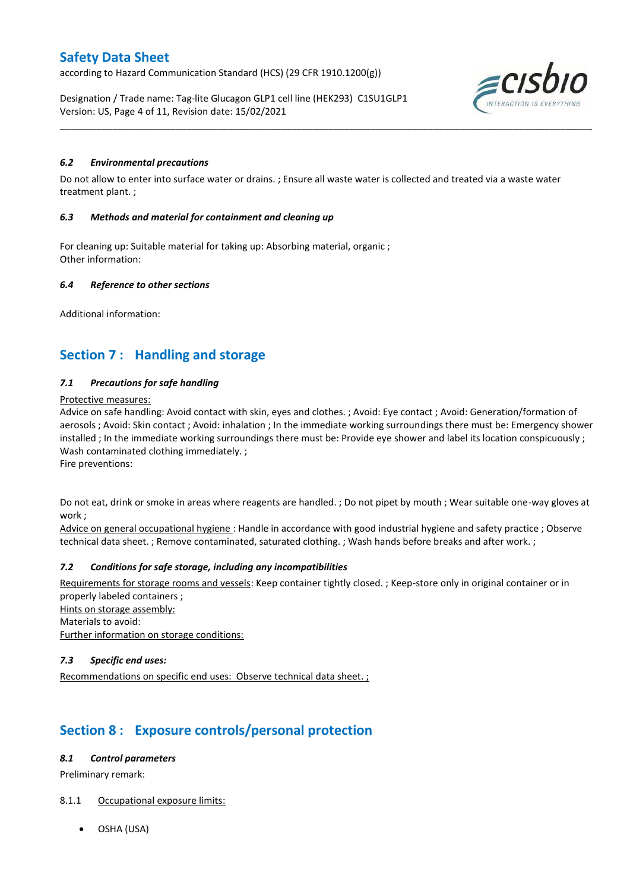#### *6.2 Environmental precautions*

Do not allow to enter into surface water or drains. ; Ensure all waste water is collected and treated via a waste water treatment plant. ;

#### *6.3 Methods and material for containment and cleaning up*

For cleaning up: Suitable material for taking up: Absorbing material, organic ;
Other information:

#### *6.4 Reference to other sections*

Additional information:

## Section 7 : Handling and storage

#### *7.1 Precautions for safe handling*

Protective measures:
Advice on safe handling: Avoid contact with skin, eyes and clothes. ; Avoid: Eye contact ; Avoid: Generation/formation of aerosols ; Avoid: Skin contact ; Avoid: inhalation ; In the immediate working surroundings there must be: Emergency shower installed ; In the immediate working surroundings there must be: Provide eye shower and label its location conspicuously ; Wash contaminated clothing immediately. ;
Fire preventions:

Do not eat, drink or smoke in areas where reagents are handled. ; Do not pipet by mouth ; Wear suitable one-way gloves at work ;
Advice on general occupational hygiene : Handle in accordance with good industrial hygiene and safety practice ; Observe technical data sheet. ; Remove contaminated, saturated clothing. ; Wash hands before breaks and after work. ;

#### *7.2 Conditions for safe storage, including any incompatibilities*

Requirements for storage rooms and vessels: Keep container tightly closed. ; Keep-store only in original container or in properly labeled containers ;
Hints on storage assembly:
Materials to avoid:
Further information on storage conditions:

#### *7.3 Specific end uses:*

Recommendations on specific end uses: Observe technical data sheet. ;

## Section 8 : Exposure controls/personal protection

#### *8.1 Control parameters*

Preliminary remark:

8.1.1 Occupational exposure limits:

- OSHA (USA)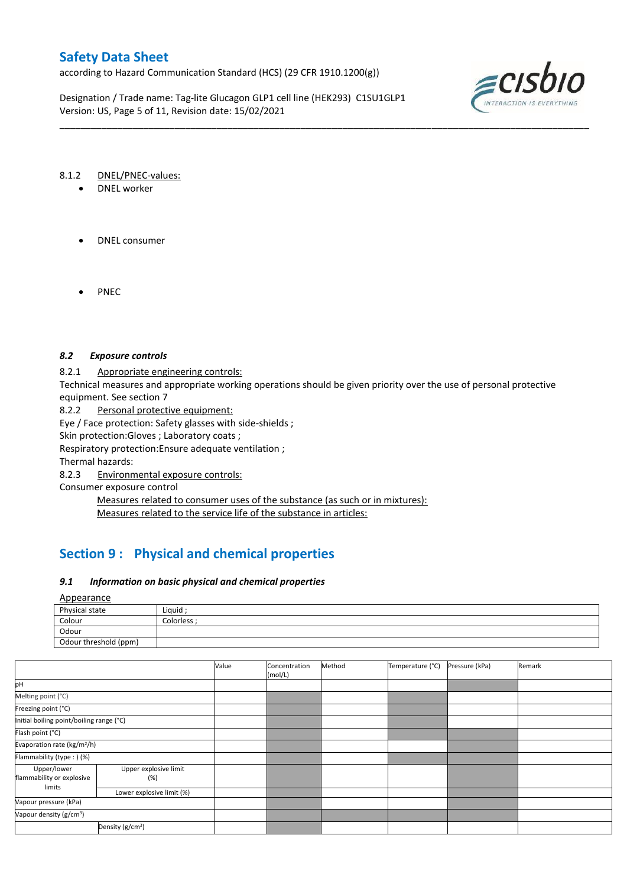8.1.2 DNEL/PNEC-values:

- DNEL worker

- DNEL consumer

- PNEC

### *8.2 Exposure controls*

8.2.1 Appropriate engineering controls:

Technical measures and appropriate working operations should be given priority over the use of personal protective equipment. See section 7

8.2.2 Personal protective equipment:

Eye / Face protection: Safety glasses with side-shields ;

Skin protection:Gloves ; Laboratory coats ;

Respiratory protection:Ensure adequate ventilation ;

Thermal hazards:

8.2.3 Environmental exposure controls:

Consumer exposure control

Measures related to consumer uses of the substance (as such or in mixtures):

Measures related to the service life of the substance in articles:

## Section 9 : Physical and chemical properties

### *9.1 Information on basic physical and chemical properties*

Appearance

| | |
|---|---|
| Physical state | Liquid ; |
| Colour | Colorless ; |
| Odour | |
| Odour threshold (ppm) | |

| | | Value | Concentration (mol/L) | Method | Temperature (°C) | Pressure (kPa) | Remark |
|---|---|---|---|---|---|---|---|
| pH | | | | | | | |
| Melting point (°C) | | | | | | | |
| Freezing point (°C) | | | | | | | |
| Initial boiling point/boiling range (°C) | | | | | | | |
| Flash point (°C) | | | | | | | |
| Evaporation rate (kg/m²/h) | | | | | | | |
| Flammability (type : ) (%) | | | | | | | |
| Upper/lower flammability or explosive limits | Upper explosive limit (%) | | | | | | |
| | Lower explosive limit (%) | | | | | | |
| Vapour pressure (kPa) | | | | | | | |
| Vapour density (g/cm³) | | | | | | | |
| | Density (g/cm³) | | | | | | |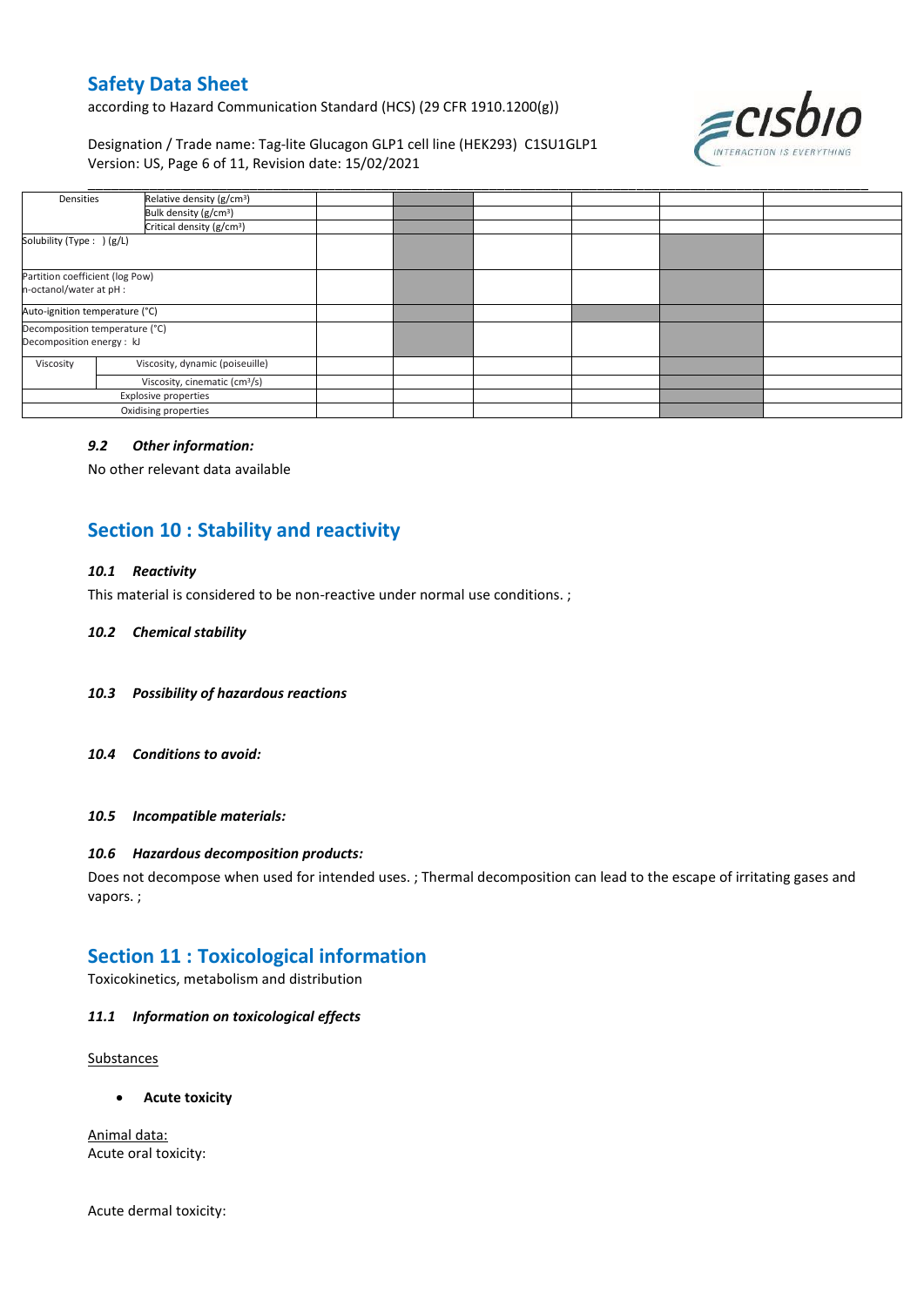| Densities | Relative density ($g/cm^3$) | | | | | | |
|---|---|---|---|---|---|---|---|
| | Bulk density ($g/cm^3$) | | | | | | |
| | Critical density ($g/cm^3$) | | | | | | |
| Solubility (Type : ) (g/L) | | | | | | | |
| Partition coefficient (log Pow) n-octanol/water at pH : | | | | | | | |
| Auto-ignition temperature (°C) | | | | | | | |
| Decomposition temperature (°C) Decomposition energy : kJ | | | | | | | |
| Viscosity | Viscosity, dynamic (poiseuille) | | | | | | |
| | Viscosity, cinematic ($cm^3/s$) | | | | | | |
| Explosive properties | | | | | | | |
| Oxidising properties | | | | | | | |

### *9.2 Other information:*

No other relevant data available

## Section 10 : Stability and reactivity

### *10.1 Reactivity*

This material is considered to be non-reactive under normal use conditions. ;

### *10.2 Chemical stability*

### *10.3 Possibility of hazardous reactions*

### *10.4 Conditions to avoid:*

### *10.5 Incompatible materials:*

### *10.6 Hazardous decomposition products:*

Does not decompose when used for intended uses. ; Thermal decomposition can lead to the escape of irritating gases and vapors. ;

## Section 11 : Toxicological information

Toxicokinetics, metabolism and distribution

### *11.1 Information on toxicological effects*

Substances

- **Acute toxicity**

Animal data:
Acute oral toxicity:

Acute dermal toxicity: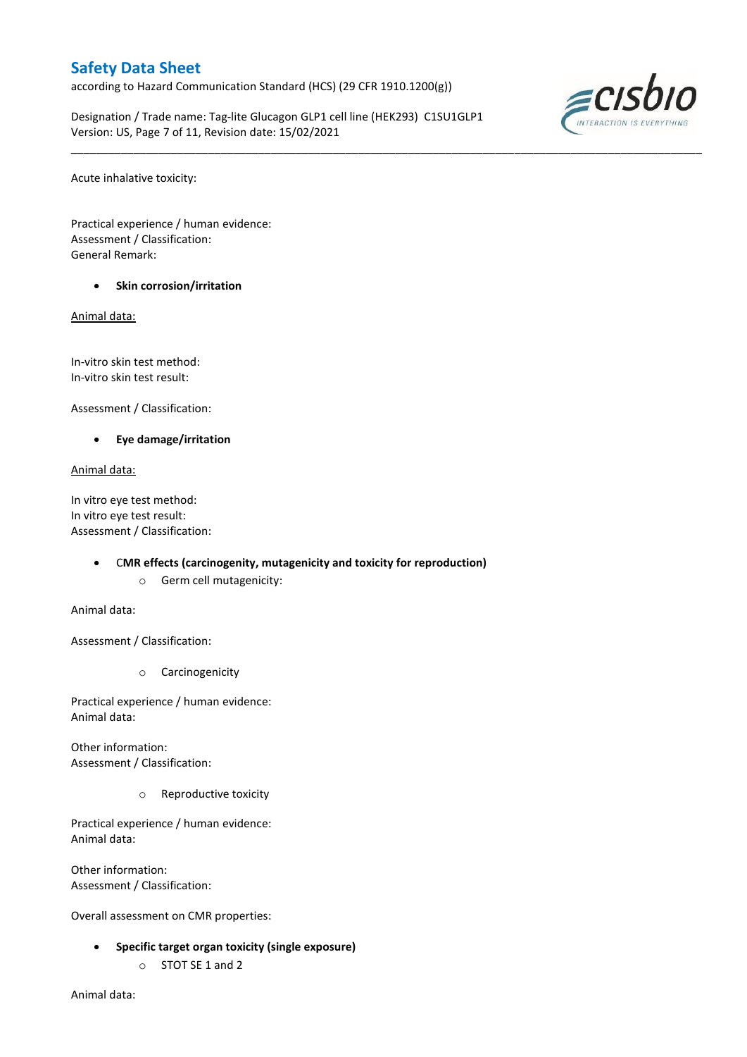Acute inhalative toxicity:

Practical experience / human evidence:
Assessment / Classification:
General Remark:

- **Skin corrosion/irritation**

Animal data:

In-vitro skin test method:
In-vitro skin test result:

Assessment / Classification:

- **Eye damage/irritation**

Animal data:

In vitro eye test method:
In vitro eye test result:
Assessment / Classification:

- C**MR effects (carcinogenity, mutagenicity and toxicity for reproduction)**
    - Germ cell mutagenicity:

Animal data:

Assessment / Classification:

- Carcinogenicity

Practical experience / human evidence:
Animal data:

Other information:
Assessment / Classification:

- Reproductive toxicity

Practical experience / human evidence:
Animal data:

Other information:
Assessment / Classification:

Overall assessment on CMR properties:

- **Specific target organ toxicity (single exposure)**
    - STOT SE 1 and 2

Animal data: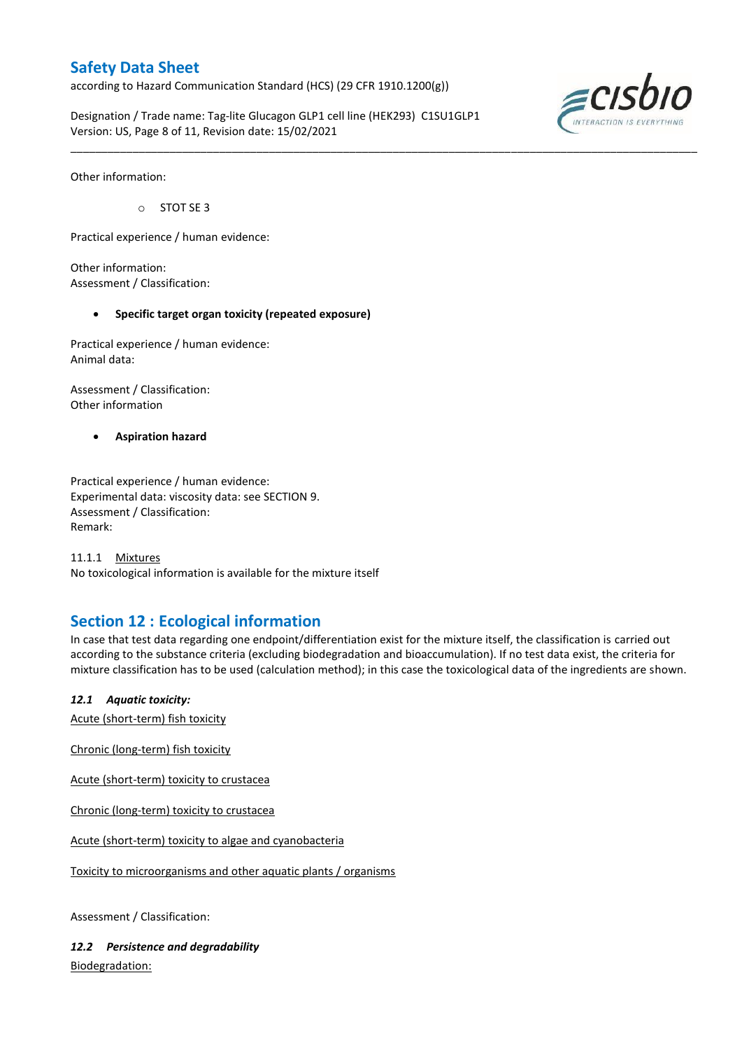Other information:

- STOT SE 3

Practical experience / human evidence:

Other information:
Assessment / Classification:

- **Specific target organ toxicity (repeated exposure)**

Practical experience / human evidence:
Animal data:

Assessment / Classification:
Other information

- **Aspiration hazard**

Practical experience / human evidence:
Experimental data: viscosity data: see SECTION 9.
Assessment / Classification:
Remark:

11.1.1 Mixtures
No toxicological information is available for the mixture itself

## Section 12 : Ecological information

In case that test data regarding one endpoint/differentiation exist for the mixture itself, the classification is carried out according to the substance criteria (excluding biodegradation and bioaccumulation). If no test data exist, the criteria for mixture classification has to be used (calculation method); in this case the toxicological data of the ingredients are shown.

***12.1 Aquatic toxicity:***

Acute (short-term) fish toxicity

Chronic (long-term) fish toxicity

Acute (short-term) toxicity to crustacea

Chronic (long-term) toxicity to crustacea

Acute (short-term) toxicity to algae and cyanobacteria

Toxicity to microorganisms and other aquatic plants / organisms

Assessment / Classification:

***12.2 Persistence and degradability***

Biodegradation: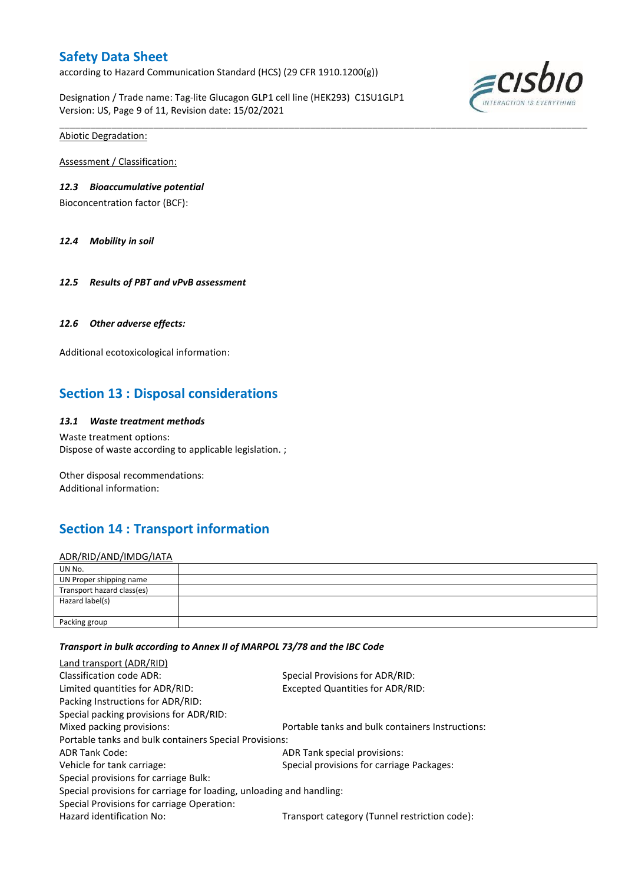Abiotic Degradation:

Assessment / Classification:

***12.3 Bioaccumulative potential***

Bioconcentration factor (BCF):

***12.4 Mobility in soil***

***12.5 Results of PBT and vPvB assessment***

***12.6 Other adverse effects:***

Additional ecotoxicological information:

## Section 13 : Disposal considerations

***13.1 Waste treatment methods***

Waste treatment options:
Dispose of waste according to applicable legislation. ;

Other disposal recommendations:
Additional information:

## Section 14 : Transport information

ADR/RID/AND/IMDG/IATA

| UN No. | |
|---|---|
| UN Proper shipping name | |
| Transport hazard class(es) | |
| Hazard label(s) | |
| Packing group | |

***Transport in bulk according to Annex II of MARPOL 73/78 and the IBC Code***

Land transport (ADR/RID)

Classification code ADR:
Special Provisions for ADR/RID:
Limited quantities for ADR/RID:
Excepted Quantities for ADR/RID:
Packing Instructions for ADR/RID:
Special packing provisions for ADR/RID:
Mixed packing provisions:
Portable tanks and bulk containers Instructions:
Portable tanks and bulk containers Special Provisions:
ADR Tank Code:
ADR Tank special provisions:
Vehicle for tank carriage:
Special provisions for carriage Packages:
Special provisions for carriage Bulk:
Special provisions for carriage for loading, unloading and handling:
Special Provisions for carriage Operation:
Hazard identification No:
Transport category (Tunnel restriction code):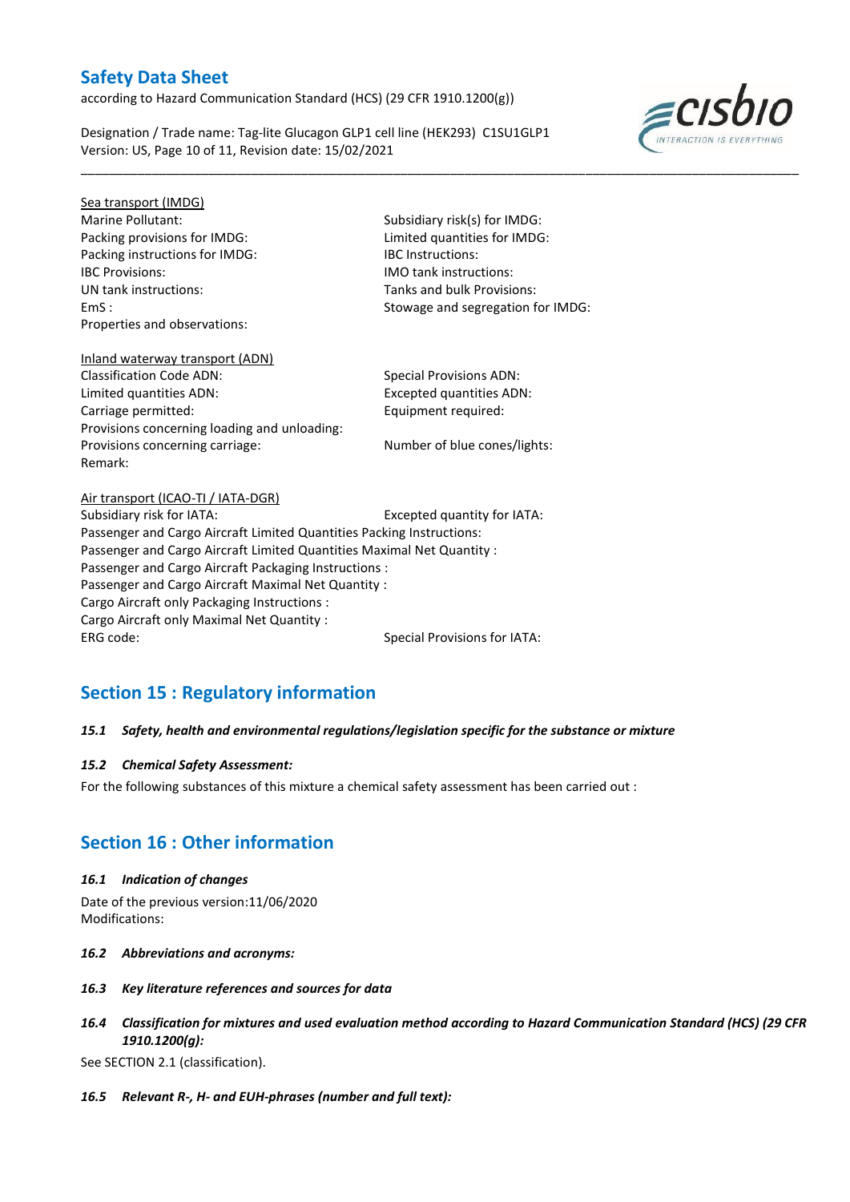Sea transport (IMDG)

Marine Pollutant:

Subsidiary risk(s) for IMDG:

Packing provisions for IMDG:

Limited quantities for IMDG:

Packing instructions for IMDG:

IBC Instructions:

IBC Provisions:

IMO tank instructions:

UN tank instructions:

Tanks and bulk Provisions:

EmS :

Stowage and segregation for IMDG:

Properties and observations:

Inland waterway transport (ADN)

Classification Code ADN:

Special Provisions ADN:

Limited quantities ADN:

Excepted quantities ADN:

Carriage permitted:

Equipment required:

Provisions concerning loading and unloading:

Provisions concerning carriage:

Number of blue cones/lights:

Remark:

Air transport (ICAO-TI / IATA-DGR)

Subsidiary risk for IATA:

Excepted quantity for IATA:

Passenger and Cargo Aircraft Limited Quantities Packing Instructions:

Passenger and Cargo Aircraft Limited Quantities Maximal Net Quantity :

Passenger and Cargo Aircraft Packaging Instructions :

Passenger and Cargo Aircraft Maximal Net Quantity :

Cargo Aircraft only Packaging Instructions :

Cargo Aircraft only Maximal Net Quantity :

ERG code:

Special Provisions for IATA:

## Section 15 : Regulatory information

### *15.1 Safety, health and environmental regulations/legislation specific for the substance or mixture*

### *15.2 Chemical Safety Assessment:*

For the following substances of this mixture a chemical safety assessment has been carried out :

## Section 16 : Other information

### *16.1 Indication of changes*

Date of the previous version:11/06/2020

Modifications:

### *16.2 Abbreviations and acronyms:*

### *16.3 Key literature references and sources for data*

### *16.4 Classification for mixtures and used evaluation method according to Hazard Communication Standard (HCS) (29 CFR 1910.1200(g):*

See SECTION 2.1 (classification).

### *16.5 Relevant R-, H- and EUH-phrases (number and full text):*